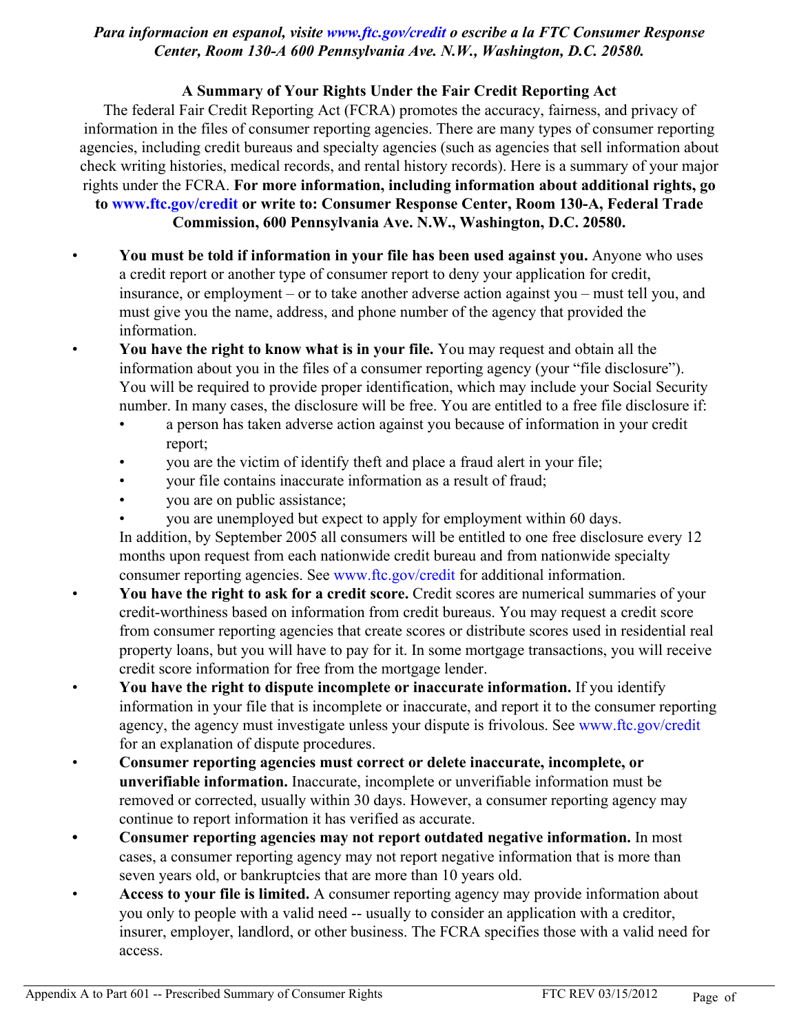*Para informacion en espanol, visite www.ftc.gov/credit o escribe a la FTC Consumer Response Center, Room 130-A 600 Pennsylvania Ave. N.W., Washington, D.C. 20580.*

## A Summary of Your Rights Under the Fair Credit Reporting Act

The federal Fair Credit Reporting Act (FCRA) promotes the accuracy, fairness, and privacy of information in the files of consumer reporting agencies. There are many types of consumer reporting agencies, including credit bureaus and specialty agencies (such as agencies that sell information about check writing histories, medical records, and rental history records). Here is a summary of your major rights under the FCRA. **For more information, including information about additional rights, go to www.ftc.gov/credit or write to: Consumer Response Center, Room 130-A, Federal Trade Commission, 600 Pennsylvania Ave. N.W., Washington, D.C. 20580.**

- **You must be told if information in your file has been used against you.** Anyone who uses a credit report or another type of consumer report to deny your application for credit, insurance, or employment – or to take another adverse action against you – must tell you, and must give you the name, address, and phone number of the agency that provided the information.
- **You have the right to know what is in your file.** You may request and obtain all the information about you in the files of a consumer reporting agency (your "file disclosure"). You will be required to provide proper identification, which may include your Social Security number. In many cases, the disclosure will be free. You are entitled to a free file disclosure if:
  - a person has taken adverse action against you because of information in your credit report;
  - you are the victim of identify theft and place a fraud alert in your file;
  - your file contains inaccurate information as a result of fraud;
  - you are on public assistance;
  - you are unemployed but expect to apply for employment within 60 days.

  In addition, by September 2005 all consumers will be entitled to one free disclosure every 12 months upon request from each nationwide credit bureau and from nationwide specialty consumer reporting agencies. See www.ftc.gov/credit for additional information.
- **You have the right to ask for a credit score.** Credit scores are numerical summaries of your credit-worthiness based on information from credit bureaus. You may request a credit score from consumer reporting agencies that create scores or distribute scores used in residential real property loans, but you will have to pay for it. In some mortgage transactions, you will receive credit score information for free from the mortgage lender.
- **You have the right to dispute incomplete or inaccurate information.** If you identify information in your file that is incomplete or inaccurate, and report it to the consumer reporting agency, the agency must investigate unless your dispute is frivolous. See www.ftc.gov/credit for an explanation of dispute procedures.
- **Consumer reporting agencies must correct or delete inaccurate, incomplete, or unverifiable information.** Inaccurate, incomplete or unverifiable information must be removed or corrected, usually within 30 days. However, a consumer reporting agency may continue to report information it has verified as accurate.
- **Consumer reporting agencies may not report outdated negative information.** In most cases, a consumer reporting agency may not report negative information that is more than seven years old, or bankruptcies that are more than 10 years old.
- **Access to your file is limited.** A consumer reporting agency may provide information about you only to people with a valid need -- usually to consider an application with a creditor, insurer, employer, landlord, or other business. The FCRA specifies those with a valid need for access.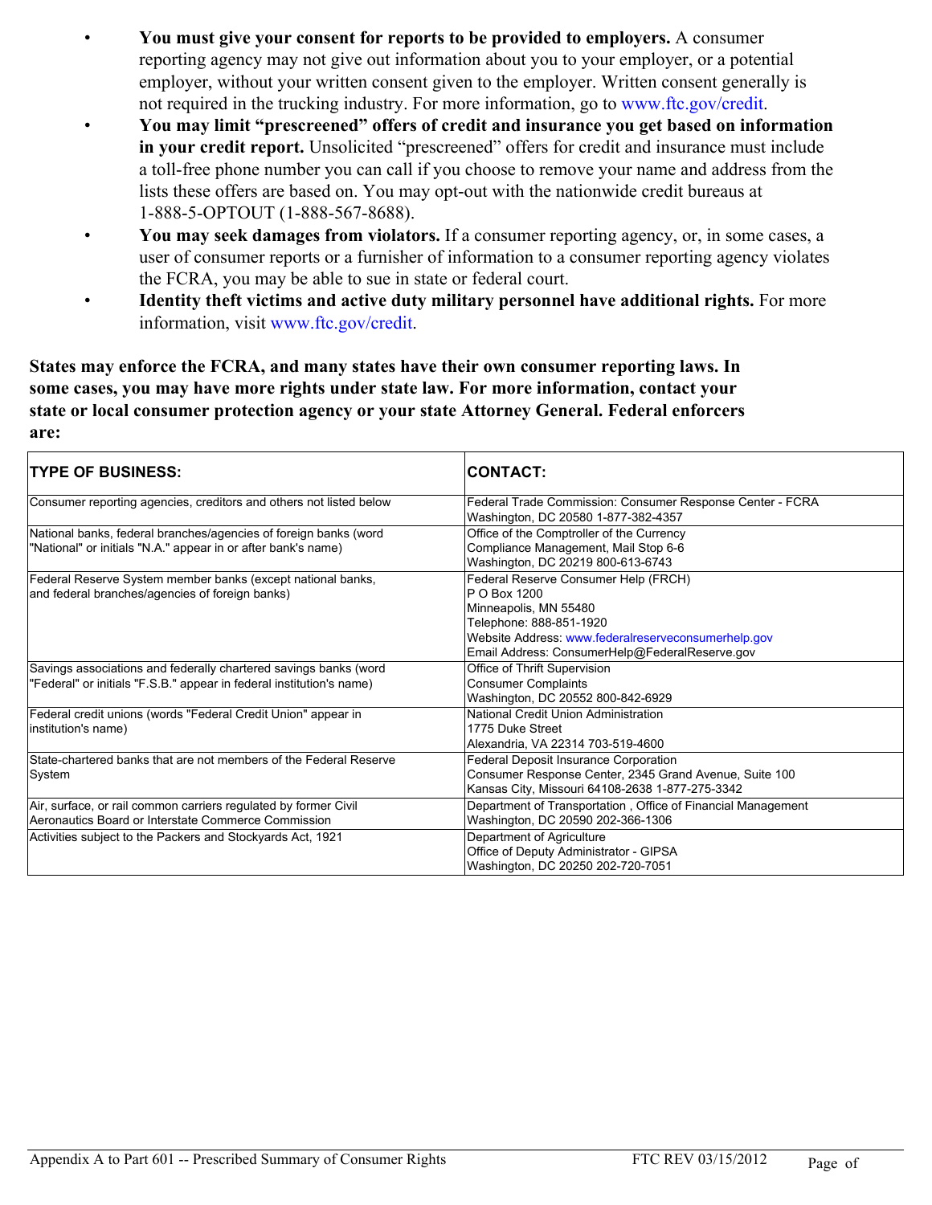- **You must give your consent for reports to be provided to employers.** A consumer reporting agency may not give out information about you to your employer, or a potential employer, without your written consent given to the employer. Written consent generally is not required in the trucking industry. For more information, go to www.ftc.gov/credit.
- **You may limit "prescreened" offers of credit and insurance you get based on information in your credit report.** Unsolicited "prescreened" offers for credit and insurance must include a toll-free phone number you can call if you choose to remove your name and address from the lists these offers are based on. You may opt-out with the nationwide credit bureaus at 1-888-5-OPTOUT (1-888-567-8688).
- **You may seek damages from violators.** If a consumer reporting agency, or, in some cases, a user of consumer reports or a furnisher of information to a consumer reporting agency violates the FCRA, you may be able to sue in state or federal court.
- **Identity theft victims and active duty military personnel have additional rights.** For more information, visit www.ftc.gov/credit.

**States may enforce the FCRA, and many states have their own consumer reporting laws. In some cases, you may have more rights under state law. For more information, contact your state or local consumer protection agency or your state Attorney General. Federal enforcers are:**

| TYPE OF BUSINESS: | CONTACT: |
|---|---|
| Consumer reporting agencies, creditors and others not listed below | Federal Trade Commission: Consumer Response Center - FCRA<br>Washington, DC 20580 1-877-382-4357 |
| National banks, federal branches/agencies of foreign banks (word "National" or initials "N.A." appear in or after bank's name) | Office of the Comptroller of the Currency<br>Compliance Management, Mail Stop 6-6<br>Washington, DC 20219 800-613-6743 |
| Federal Reserve System member banks (except national banks, and federal branches/agencies of foreign banks) | Federal Reserve Consumer Help (FRCH)<br>P O Box 1200<br>Minneapolis, MN 55480<br>Telephone: 888-851-1920<br>Website Address: www.federalreserveconsumerhelp.gov<br>Email Address: ConsumerHelp@FederalReserve.gov |
| Savings associations and federally chartered savings banks (word "Federal" or initials "F.S.B." appear in federal institution's name) | Office of Thrift Supervision<br>Consumer Complaints<br>Washington, DC 20552 800-842-6929 |
| Federal credit unions (words "Federal Credit Union" appear in institution's name) | National Credit Union Administration<br>1775 Duke Street<br>Alexandria, VA 22314 703-519-4600 |
| State-chartered banks that are not members of the Federal Reserve System | Federal Deposit Insurance Corporation<br>Consumer Response Center, 2345 Grand Avenue, Suite 100<br>Kansas City, Missouri 64108-2638 1-877-275-3342 |
| Air, surface, or rail common carriers regulated by former Civil Aeronautics Board or Interstate Commerce Commission | Department of Transportation , Office of Financial Management<br>Washington, DC 20590 202-366-1306 |
| Activities subject to the Packers and Stockyards Act, 1921 | Department of Agriculture<br>Office of Deputy Administrator - GIPSA<br>Washington, DC 20250 202-720-7051 |